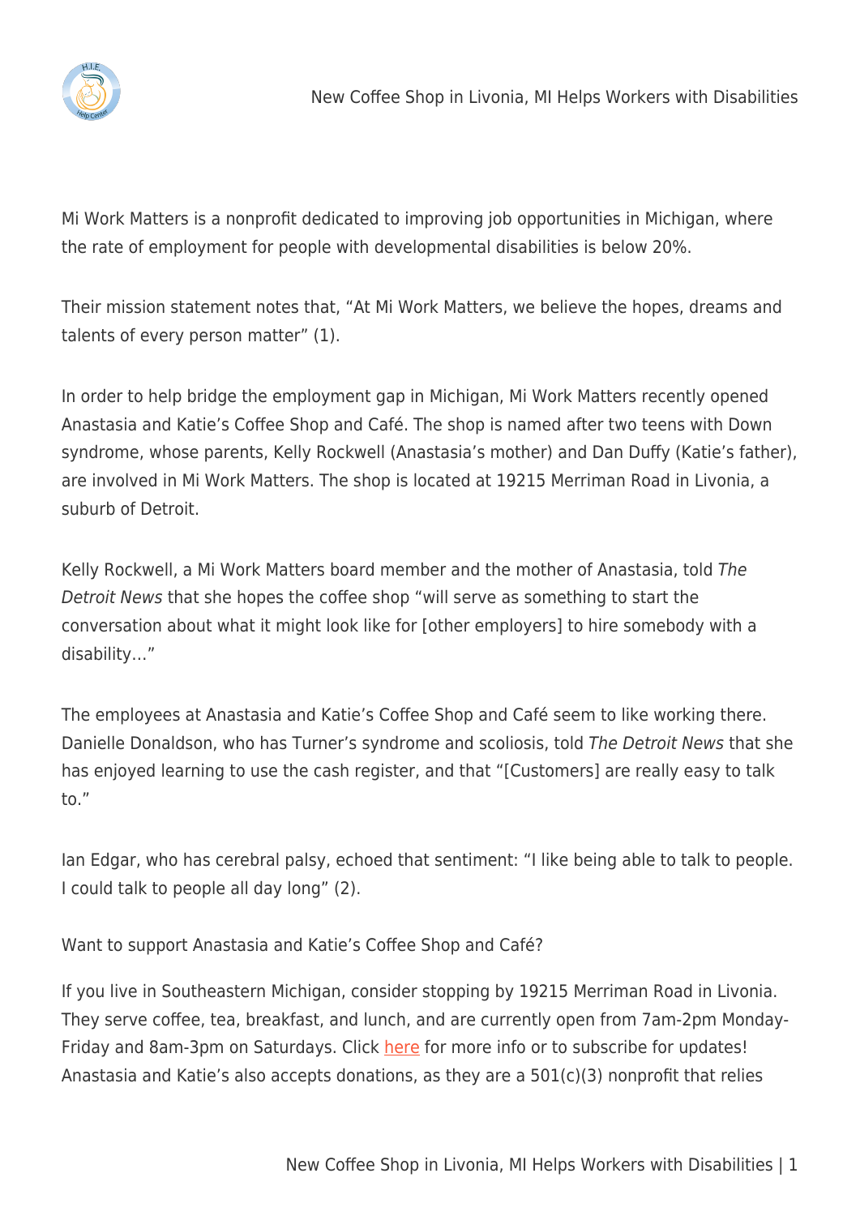Mi Work Matters is a nonprofit dedicated to improving job opportunities in Michigan, where the rate of employment for people with developmental disabilities is below 20%.

Their mission statement notes that, "At Mi Work Matters, we believe the hopes, dreams and talents of every person matter" (1).

In order to help bridge the employment gap in Michigan, Mi Work Matters recently opened Anastasia and Katie's Coffee Shop and Café. The shop is named after two teens with Down syndrome, whose parents, Kelly Rockwell (Anastasia's mother) and Dan Duffy (Katie's father), are involved in Mi Work Matters. The shop is located at 19215 Merriman Road in Livonia, a suburb of Detroit.

Kelly Rockwell, a Mi Work Matters board member and the mother of Anastasia, told *The Detroit News* that she hopes the coffee shop "will serve as something to start the conversation about what it might look like for [other employers] to hire somebody with a disability…"

The employees at Anastasia and Katie's Coffee Shop and Café seem to like working there. Danielle Donaldson, who has Turner's syndrome and scoliosis, told *The Detroit News* that she has enjoyed learning to use the cash register, and that "[Customers] are really easy to talk to."

Ian Edgar, who has cerebral palsy, echoed that sentiment: "I like being able to talk to people. I could talk to people all day long" (2).

Want to support Anastasia and Katie's Coffee Shop and Café?

If you live in Southeastern Michigan, consider stopping by 19215 Merriman Road in Livonia. They serve coffee, tea, breakfast, and lunch, and are currently open from 7am-2pm Monday-Friday and 8am-3pm on Saturdays. Click here for more info or to subscribe for updates! Anastasia and Katie's also accepts donations, as they are a 501(c)(3) nonprofit that relies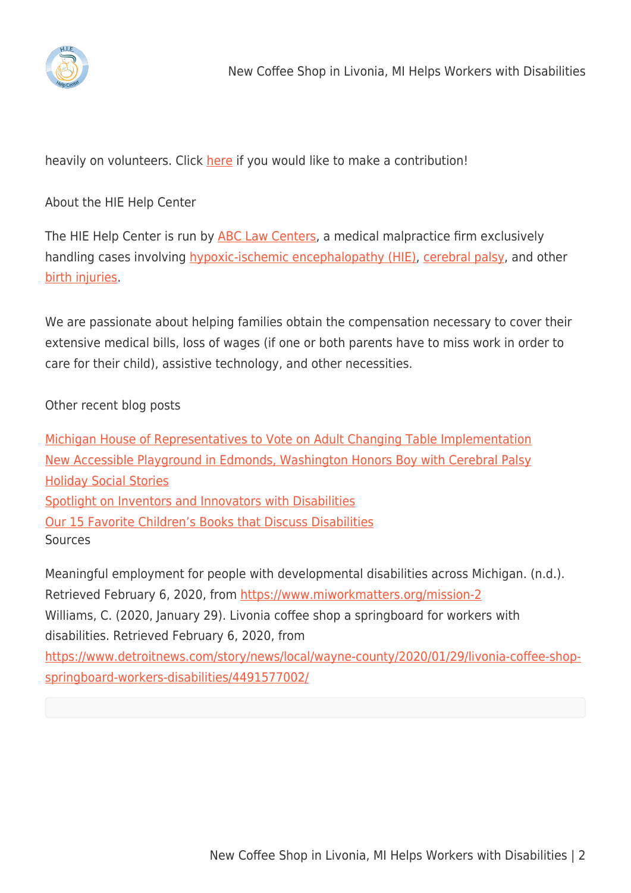heavily on volunteers. Click here if you would like to make a contribution!

About the HIE Help Center

The HIE Help Center is run by ABC Law Centers, a medical malpractice firm exclusively handling cases involving hypoxic-ischemic encephalopathy (HIE), cerebral palsy, and other birth injuries.

We are passionate about helping families obtain the compensation necessary to cover their extensive medical bills, loss of wages (if one or both parents have to miss work in order to care for their child), assistive technology, and other necessities.

Other recent blog posts

Michigan House of Representatives to Vote on Adult Changing Table Implementation
New Accessible Playground in Edmonds, Washington Honors Boy with Cerebral Palsy
Holiday Social Stories
Spotlight on Inventors and Innovators with Disabilities
Our 15 Favorite Children's Books that Discuss Disabilities

Sources

Meaningful employment for people with developmental disabilities across Michigan. (n.d.). Retrieved February 6, 2020, from https://www.miworkmatters.org/mission-2
Williams, C. (2020, January 29). Livonia coffee shop a springboard for workers with disabilities. Retrieved February 6, 2020, from https://www.detroitnews.com/story/news/local/wayne-county/2020/01/29/livonia-coffee-shop-springboard-workers-disabilities/4491577002/